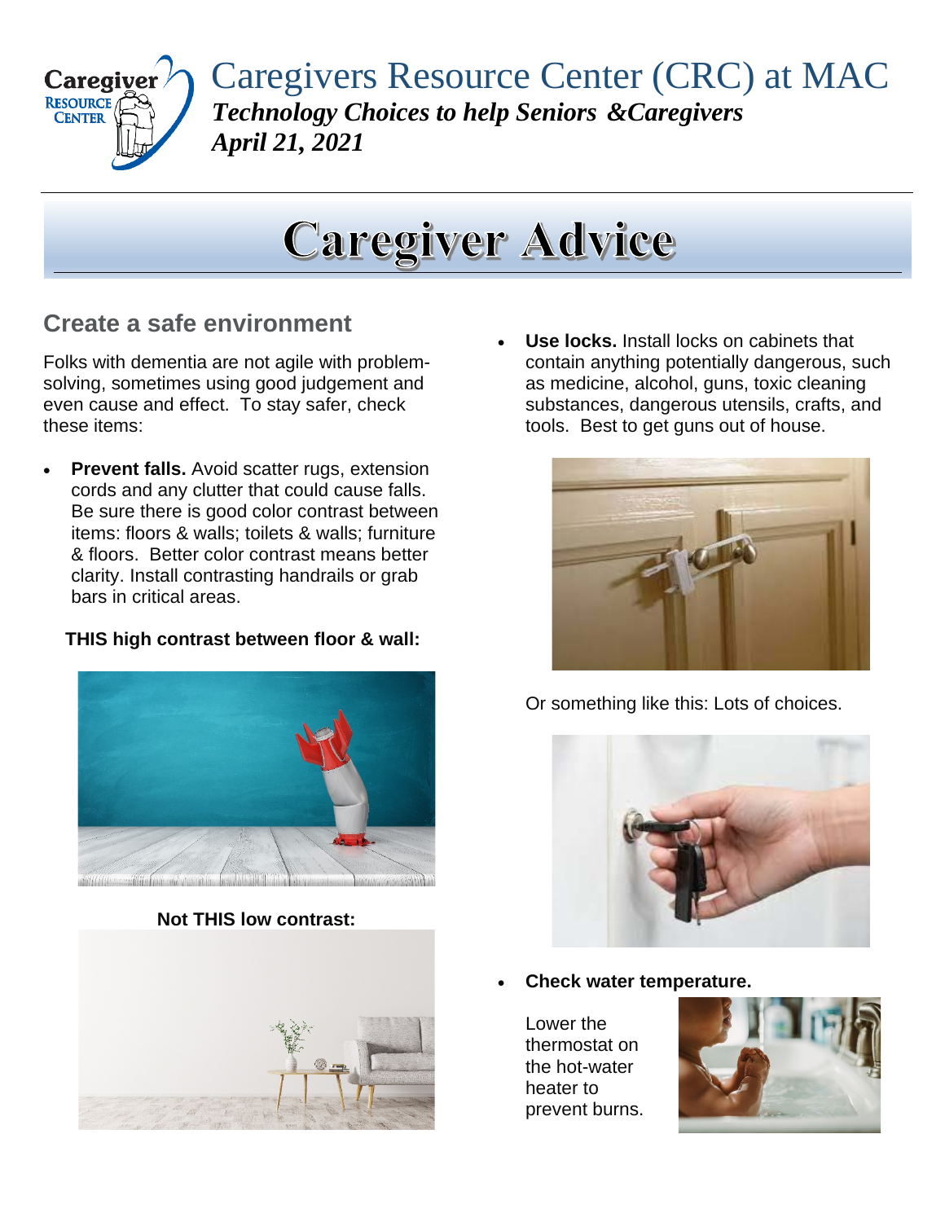# Caregivers Resource Center (CRC) at MAC

***Technology Choices to help Seniors &Caregivers***

***April 21, 2021***

# Caregiver Advice

## Create a safe environment

Folks with dementia are not agile with problem-solving, sometimes using good judgement and even cause and effect. To stay safer, check these items:

- **Prevent falls.** Avoid scatter rugs, extension cords and any clutter that could cause falls. Be sure there is good color contrast between items: floors & walls; toilets & walls; furniture & floors. Better color contrast means better clarity. Install contrasting handrails or grab bars in critical areas.

**THIS high contrast between floor & wall:**

**Not THIS low contrast:**

- **Use locks.** Install locks on cabinets that contain anything potentially dangerous, such as medicine, alcohol, guns, toxic cleaning substances, dangerous utensils, crafts, and tools. Best to get guns out of house.

Or something like this: Lots of choices.

- **Check water temperature.**

Lower the thermostat on the hot-water heater to prevent burns.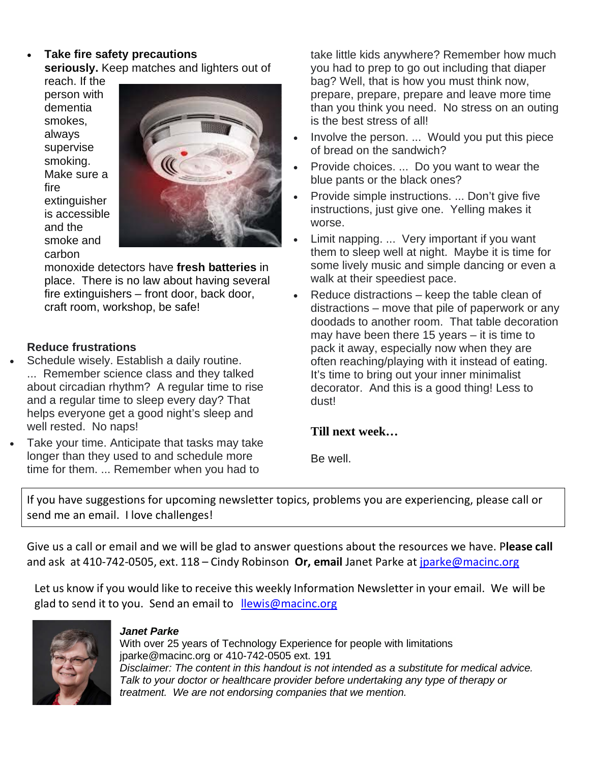- **Take fire safety precautions seriously.** Keep matches and lighters out of reach. If the person with dementia smokes, always supervise smoking. Make sure a fire extinguisher is accessible and the smoke and carbon monoxide detectors have **fresh batteries** in place. There is no law about having several fire extinguishers – front door, back door, craft room, workshop, be safe!

**Reduce frustrations**

- Schedule wisely. Establish a daily routine. ... Remember science class and they talked about circadian rhythm? A regular time to rise and a regular time to sleep every day? That helps everyone get a good night's sleep and well rested. No naps!
- Take your time. Anticipate that tasks may take longer than they used to and schedule more time for them. ... Remember when you had to take little kids anywhere? Remember how much you had to prep to go out including that diaper bag? Well, that is how you must think now, prepare, prepare, prepare and leave more time than you think you need. No stress on an outing is the best stress of all!
- Involve the person. ... Would you put this piece of bread on the sandwich?
- Provide choices. ... Do you want to wear the blue pants or the black ones?
- Provide simple instructions. ... Don't give five instructions, just give one. Yelling makes it worse.
- Limit napping. ... Very important if you want them to sleep well at night. Maybe it is time for some lively music and simple dancing or even a walk at their speediest pace.
- Reduce distractions – keep the table clean of distractions – move that pile of paperwork or any doodads to another room. That table decoration may have been there 15 years – it is time to pack it away, especially now when they are often reaching/playing with it instead of eating. It's time to bring out your inner minimalist decorator. And this is a good thing! Less to dust!

**Till next week…**

Be well.

If you have suggestions for upcoming newsletter topics, problems you are experiencing, please call or send me an email. I love challenges!

Give us a call or email and we will be glad to answer questions about the resources we have. P**lease call** and ask at 410-742-0505, ext. 118 – Cindy Robinson **Or, email** Janet Parke at jparke@macinc.org

Let us know if you would like to receive this weekly Information Newsletter in your email. We will be glad to send it to you. Send an email to llewis@macinc.org

***Janet Parke***
With over 25 years of Technology Experience for people with limitations
jparke@macinc.org or 410-742-0505 ext. 191
*Disclaimer: The content in this handout is not intended as a substitute for medical advice. Talk to your doctor or healthcare provider before undertaking any type of therapy or treatment. We are not endorsing companies that we mention.*